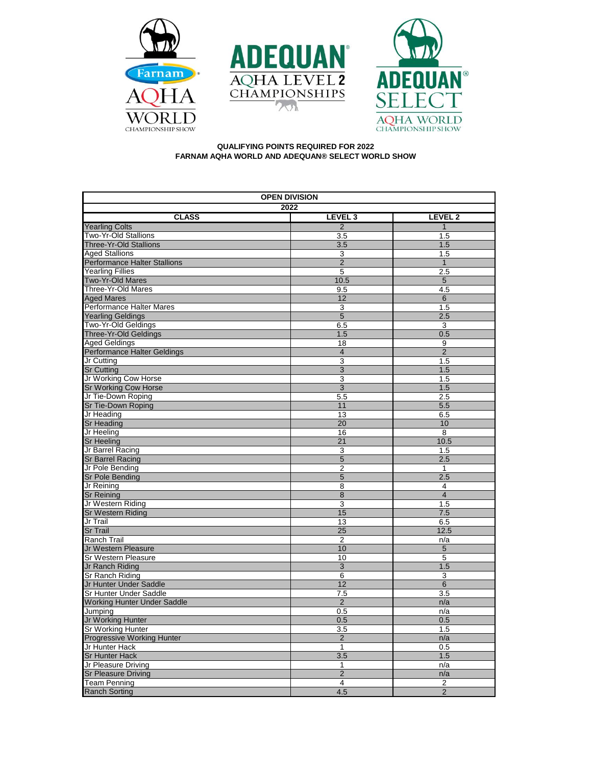**QUALIFYING POINTS REQUIRED FOR 2022**
**FARNAM AQHA WORLD AND ADEQUAN® SELECT WORLD SHOW**

| OPEN DIVISION | | |
|---|---|---|
| 2022 | | |
| **CLASS** | **LEVEL 3** | **LEVEL 2** |
| Yearling Colts | 2 | 1 |
| Two-Yr-Old Stallions | 3.5 | 1.5 |
| Three-Yr-Old Stallions | 3.5 | 1.5 |
| Aged Stallions | 3 | 1.5 |
| Performance Halter Stallions | 2 | 1 |
| Yearling Fillies | 5 | 2.5 |
| Two-Yr-Old Mares | 10.5 | 5 |
| Three-Yr-Old Mares | 9.5 | 4.5 |
| Aged Mares | 12 | 6 |
| Performance Halter Mares | 3 | 1.5 |
| Yearling Geldings | 5 | 2.5 |
| Two-Yr-Old Geldings | 6.5 | 3 |
| Three-Yr-Old Geldings | 1.5 | 0.5 |
| Aged Geldings | 18 | 9 |
| Performance Halter Geldings | 4 | 2 |
| Jr Cutting | 3 | 1.5 |
| Sr Cutting | 3 | 1.5 |
| Jr Working Cow Horse | 3 | 1.5 |
| Sr Working Cow Horse | 3 | 1.5 |
| Jr Tie-Down Roping | 5.5 | 2.5 |
| Sr Tie-Down Roping | 11 | 5.5 |
| Jr Heading | 13 | 6.5 |
| Sr Heading | 20 | 10 |
| Jr Heeling | 16 | 8 |
| Sr Heeling | 21 | 10.5 |
| Jr Barrel Racing | 3 | 1.5 |
| Sr Barrel Racing | 5 | 2.5 |
| Jr Pole Bending | 2 | 1 |
| Sr Pole Bending | 5 | 2.5 |
| Jr Reining | 8 | 4 |
| Sr Reining | 8 | 4 |
| Jr Western Riding | 3 | 1.5 |
| Sr Western Riding | 15 | 7.5 |
| Jr Trail | 13 | 6.5 |
| Sr Trail | 25 | 12.5 |
| Ranch Trail | 2 | n/a |
| Jr Western Pleasure | 10 | 5 |
| Sr Western Pleasure | 10 | 5 |
| Jr Ranch Riding | 3 | 1.5 |
| Sr Ranch Riding | 6 | 3 |
| Jr Hunter Under Saddle | 12 | 6 |
| Sr Hunter Under Saddle | 7.5 | 3.5 |
| Working Hunter Under Saddle | 2 | n/a |
| Jumping | 0.5 | n/a |
| Jr Working Hunter | 0.5 | 0.5 |
| Sr Working Hunter | 3.5 | 1.5 |
| Progressive Working Hunter | 2 | n/a |
| Jr Hunter Hack | 1 | 0.5 |
| Sr Hunter Hack | 3.5 | 1.5 |
| Jr Pleasure Driving | 1 | n/a |
| Sr Pleasure Driving | 2 | n/a |
| Team Penning | 4 | 2 |
| Ranch Sorting | 4.5 | 2 |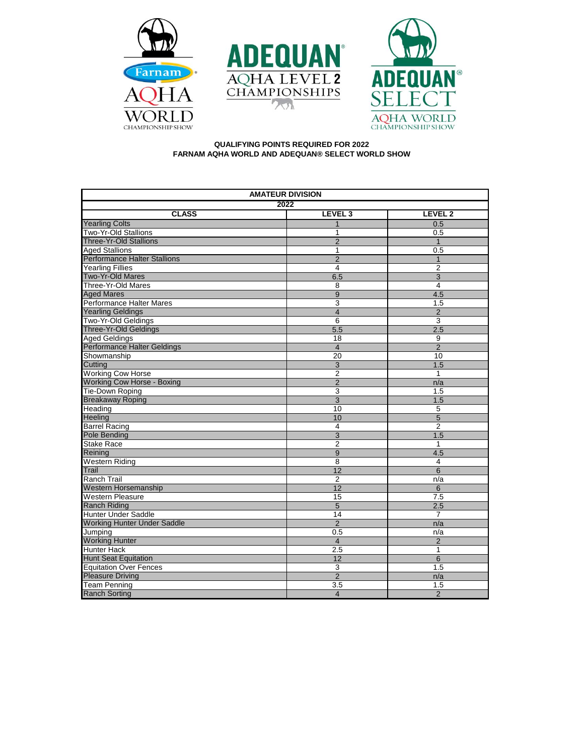**QUALIFYING POINTS REQUIRED FOR 2022**
**FARNAM AQHA WORLD AND ADEQUAN® SELECT WORLD SHOW**

| AMATEUR DIVISION | | |
|---|---|---|
| 2022 | | |
| **CLASS** | **LEVEL 3** | **LEVEL 2** |
| Yearling Colts | 1 | 0.5 |
| Two-Yr-Old Stallions | 1 | 0.5 |
| Three-Yr-Old Stallions | 2 | 1 |
| Aged Stallions | 1 | 0.5 |
| Performance Halter Stallions | 2 | 1 |
| Yearling Fillies | 4 | 2 |
| Two-Yr-Old Mares | 6.5 | 3 |
| Three-Yr-Old Mares | 8 | 4 |
| Aged Mares | 9 | 4.5 |
| Performance Halter Mares | 3 | 1.5 |
| Yearling Geldings | 4 | 2 |
| Two-Yr-Old Geldings | 6 | 3 |
| Three-Yr-Old Geldings | 5.5 | 2.5 |
| Aged Geldings | 18 | 9 |
| Performance Halter Geldings | 4 | 2 |
| Showmanship | 20 | 10 |
| Cutting | 3 | 1.5 |
| Working Cow Horse | 2 | 1 |
| Working Cow Horse - Boxing | 2 | n/a |
| Tie-Down Roping | 3 | 1.5 |
| Breakaway Roping | 3 | 1.5 |
| Heading | 10 | 5 |
| Heeling | 10 | 5 |
| Barrel Racing | 4 | 2 |
| Pole Bending | 3 | 1.5 |
| Stake Race | 2 | 1 |
| Reining | 9 | 4.5 |
| Western Riding | 8 | 4 |
| Trail | 12 | 6 |
| Ranch Trail | 2 | n/a |
| Western Horsemanship | 12 | 6 |
| Western Pleasure | 15 | 7.5 |
| Ranch Riding | 5 | 2.5 |
| Hunter Under Saddle | 14 | 7 |
| Working Hunter Under Saddle | 2 | n/a |
| Jumping | 0.5 | n/a |
| Working Hunter | 4 | 2 |
| Hunter Hack | 2.5 | 1 |
| Hunt Seat Equitation | 12 | 6 |
| Equitation Over Fences | 3 | 1.5 |
| Pleasure Driving | 2 | n/a |
| Team Penning | 3.5 | 1.5 |
| Ranch Sorting | 4 | 2 |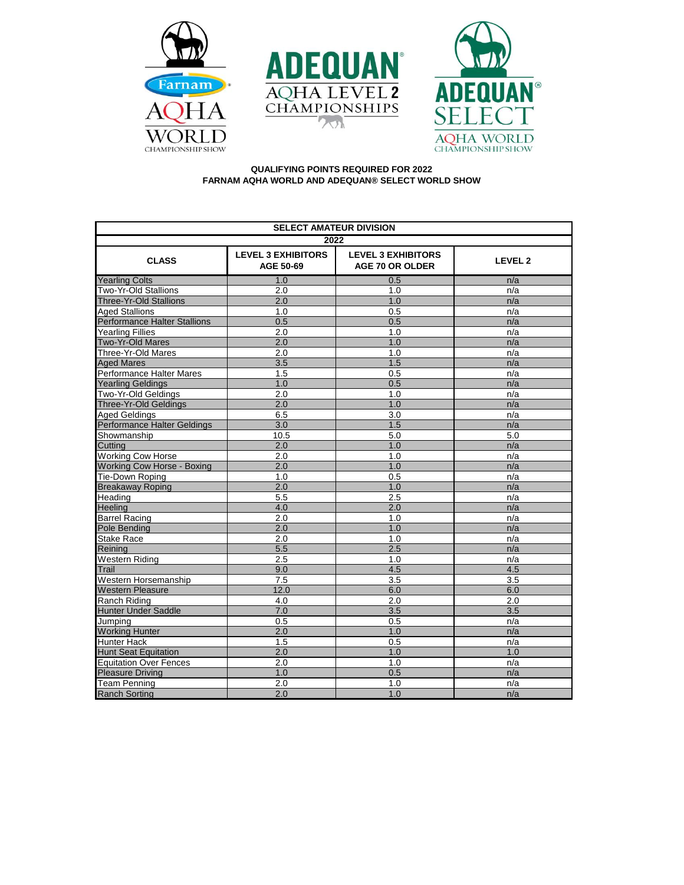**QUALIFYING POINTS REQUIRED FOR 2022**
**FARNAM AQHA WORLD AND ADEQUAN® SELECT WORLD SHOW**

| SELECT AMATEUR DIVISION | | | |
|---|---|---|---|
| 2022 | | | |
| CLASS | LEVEL 3 EXHIBITORS AGE 50-69 | LEVEL 3 EXHIBITORS AGE 70 OR OLDER | LEVEL 2 |
| Yearling Colts | 1.0 | 0.5 | n/a |
| Two-Yr-Old Stallions | 2.0 | 1.0 | n/a |
| Three-Yr-Old Stallions | 2.0 | 1.0 | n/a |
| Aged Stallions | 1.0 | 0.5 | n/a |
| Performance Halter Stallions | 0.5 | 0.5 | n/a |
| Yearling Fillies | 2.0 | 1.0 | n/a |
| Two-Yr-Old Mares | 2.0 | 1.0 | n/a |
| Three-Yr-Old Mares | 2.0 | 1.0 | n/a |
| Aged Mares | 3.5 | 1.5 | n/a |
| Performance Halter Mares | 1.5 | 0.5 | n/a |
| Yearling Geldings | 1.0 | 0.5 | n/a |
| Two-Yr-Old Geldings | 2.0 | 1.0 | n/a |
| Three-Yr-Old Geldings | 2.0 | 1.0 | n/a |
| Aged Geldings | 6.5 | 3.0 | n/a |
| Performance Halter Geldings | 3.0 | 1.5 | n/a |
| Showmanship | 10.5 | 5.0 | 5.0 |
| Cutting | 2.0 | 1.0 | n/a |
| Working Cow Horse | 2.0 | 1.0 | n/a |
| Working Cow Horse - Boxing | 2.0 | 1.0 | n/a |
| Tie-Down Roping | 1.0 | 0.5 | n/a |
| Breakaway Roping | 2.0 | 1.0 | n/a |
| Heading | 5.5 | 2.5 | n/a |
| Heeling | 4.0 | 2.0 | n/a |
| Barrel Racing | 2.0 | 1.0 | n/a |
| Pole Bending | 2.0 | 1.0 | n/a |
| Stake Race | 2.0 | 1.0 | n/a |
| Reining | 5.5 | 2.5 | n/a |
| Western Riding | 2.5 | 1.0 | n/a |
| Trail | 9.0 | 4.5 | 4.5 |
| Western Horsemanship | 7.5 | 3.5 | 3.5 |
| Western Pleasure | 12.0 | 6.0 | 6.0 |
| Ranch Riding | 4.0 | 2.0 | 2.0 |
| Hunter Under Saddle | 7.0 | 3.5 | 3.5 |
| Jumping | 0.5 | 0.5 | n/a |
| Working Hunter | 2.0 | 1.0 | n/a |
| Hunter Hack | 1.5 | 0.5 | n/a |
| Hunt Seat Equitation | 2.0 | 1.0 | 1.0 |
| Equitation Over Fences | 2.0 | 1.0 | n/a |
| Pleasure Driving | 1.0 | 0.5 | n/a |
| Team Penning | 2.0 | 1.0 | n/a |
| Ranch Sorting | 2.0 | 1.0 | n/a |